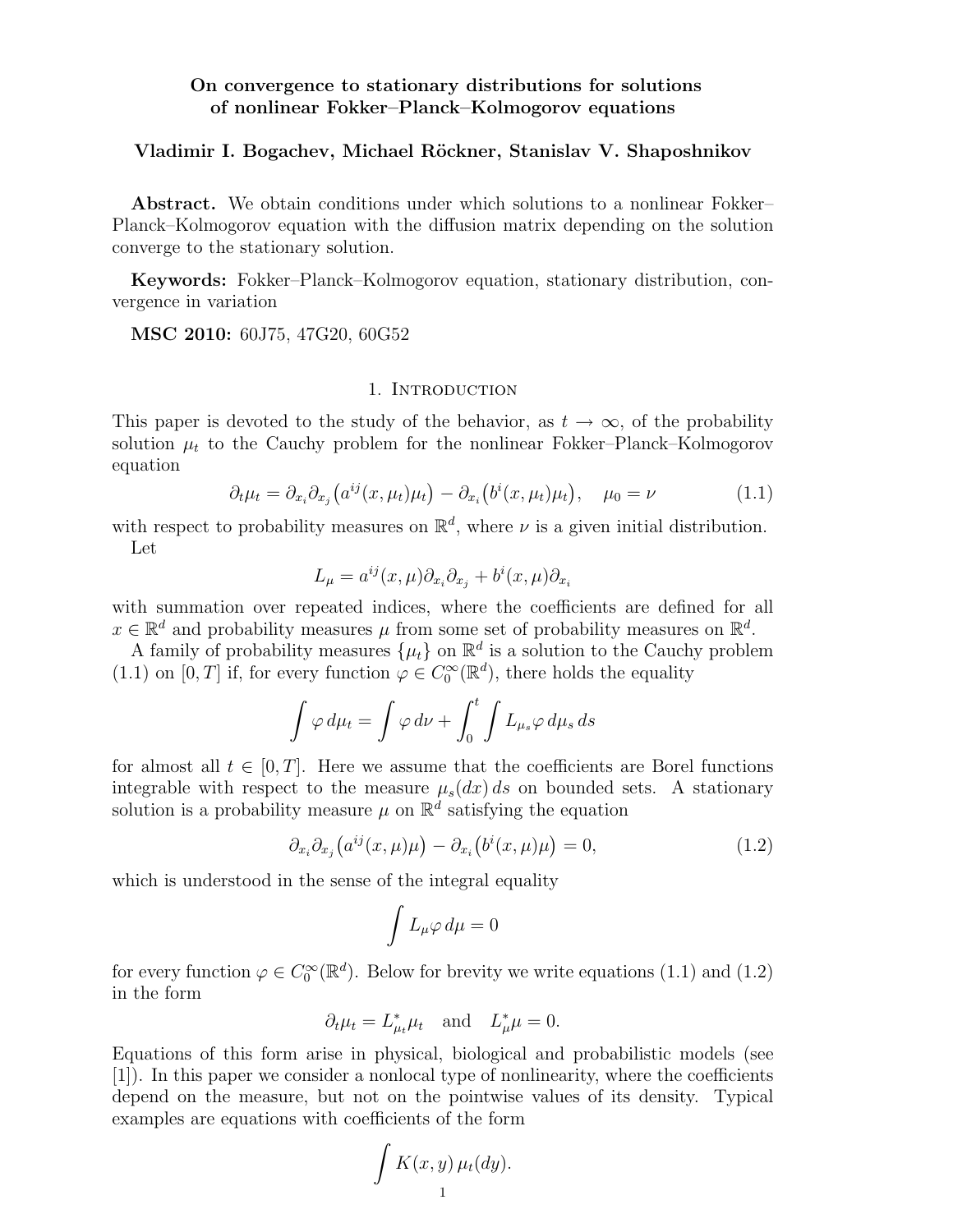# On convergence to stationary distributions for solutions of nonlinear Fokker–Planck–Kolmogorov equations

**Vladimir I. Bogachev, Michael Röckner, Stanislav V. Shaposhnikov**

**Abstract.** We obtain conditions under which solutions to a nonlinear Fokker–Planck–Kolmogorov equation with the diffusion matrix depending on the solution converge to the stationary solution.

**Keywords:** Fokker–Planck–Kolmogorov equation, stationary distribution, convergence in variation

**MSC 2010:** 60J75, 47G20, 60G52

## 1. Introduction

This paper is devoted to the study of the behavior, as $t \to \infty$, of the probability solution $\mu_t$ to the Cauchy problem for the nonlinear Fokker–Planck–Kolmogorov equation

$$\partial_t \mu_t = \partial_{x_i}\partial_{x_j}\big(a^{ij}(x,\mu_t)\mu_t\big) - \partial_{x_i}\big(b^i(x,\mu_t)\mu_t\big), \quad \mu_0 = \nu \tag{1.1}$$

with respect to probability measures on $\mathbb{R}^d$, where $\nu$ is a given initial distribution.

Let

$$L_\mu = a^{ij}(x,\mu)\partial_{x_i}\partial_{x_j} + b^i(x,\mu)\partial_{x_i}$$

with summation over repeated indices, where the coefficients are defined for all $x \in \mathbb{R}^d$ and probability measures $\mu$ from some set of probability measures on $\mathbb{R}^d$.

A family of probability measures $\{\mu_t\}$ on $\mathbb{R}^d$ is a solution to the Cauchy problem (1.1) on $[0,T]$ if, for every function $\varphi \in C_0^\infty(\mathbb{R}^d)$, there holds the equality

$$\int \varphi\, d\mu_t = \int \varphi\, d\nu + \int_0^t \int L_{\mu_s}\varphi\, d\mu_s\, ds$$

for almost all $t \in [0,T]$. Here we assume that the coefficients are Borel functions integrable with respect to the measure $\mu_s(dx)\,ds$ on bounded sets. A stationary solution is a probability measure $\mu$ on $\mathbb{R}^d$ satisfying the equation

$$\partial_{x_i}\partial_{x_j}\big(a^{ij}(x,\mu)\mu\big) - \partial_{x_i}\big(b^i(x,\mu)\mu\big) = 0, \tag{1.2}$$

which is understood in the sense of the integral equality

$$\int L_\mu \varphi\, d\mu = 0$$

for every function $\varphi \in C_0^\infty(\mathbb{R}^d)$. Below for brevity we write equations (1.1) and (1.2) in the form

$$\partial_t \mu_t = L^*_{\mu_t}\mu_t \quad \text{and} \quad L^*_\mu \mu = 0.$$

Equations of this form arise in physical, biological and probabilistic models (see [1]). In this paper we consider a nonlocal type of nonlinearity, where the coefficients depend on the measure, but not on the pointwise values of its density. Typical examples are equations with coefficients of the form

$$\int K(x,y)\, \mu_t(dy).$$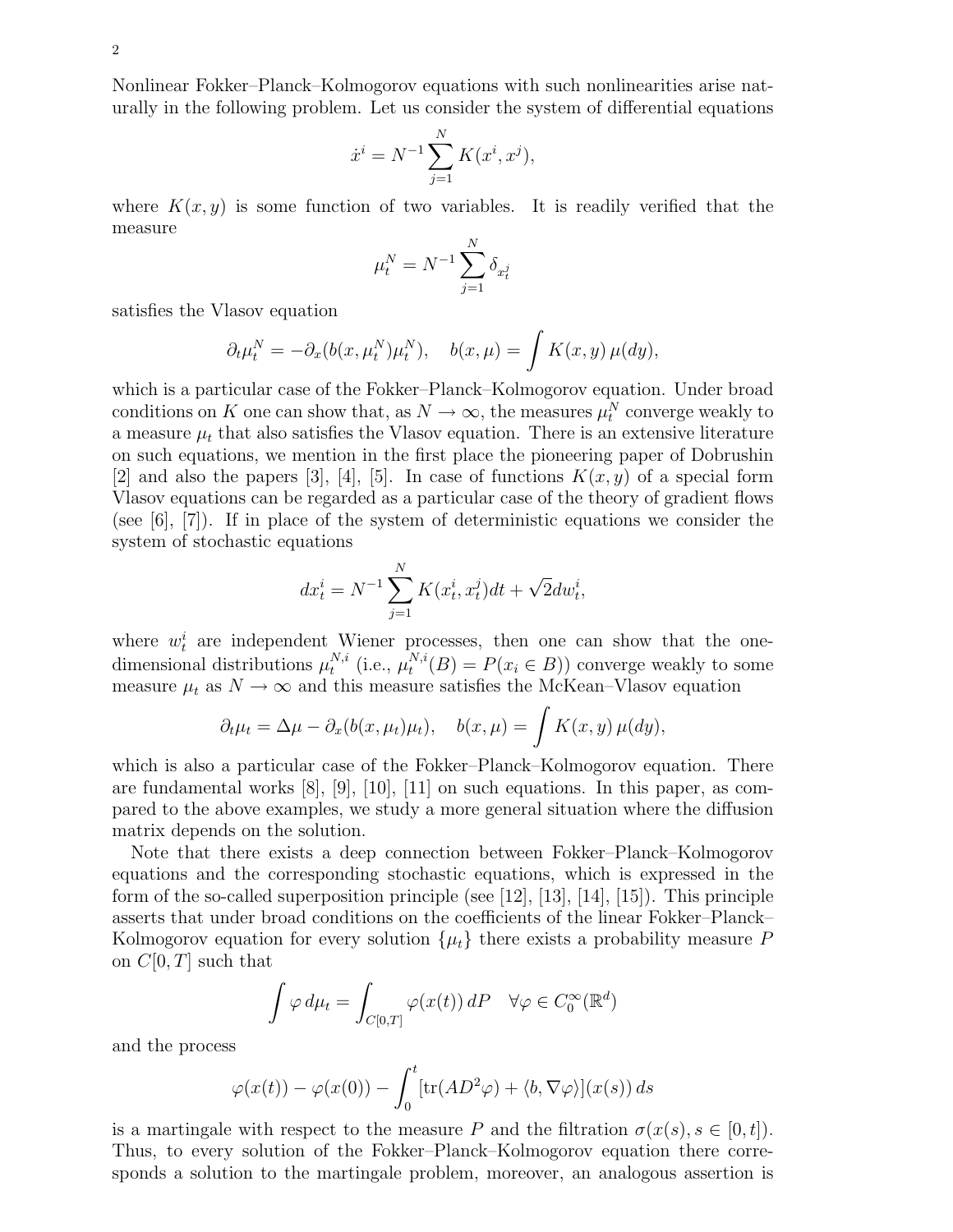Nonlinear Fokker–Planck–Kolmogorov equations with such nonlinearities arise naturally in the following problem. Let us consider the system of differential equations

$$\dot{x}^i = N^{-1}\sum_{j=1}^{N} K(x^i, x^j),$$

where $K(x, y)$ is some function of two variables. It is readily verified that the measure

$$\mu_t^N = N^{-1}\sum_{j=1}^{N} \delta_{x_t^j}$$

satisfies the Vlasov equation

$$\partial_t \mu_t^N = -\partial_x(b(x, \mu_t^N)\mu_t^N), \quad b(x, \mu) = \int K(x, y)\, \mu(dy),$$

which is a particular case of the Fokker–Planck–Kolmogorov equation. Under broad conditions on $K$ one can show that, as $N \to \infty$, the measures $\mu_t^N$ converge weakly to a measure $\mu_t$ that also satisfies the Vlasov equation. There is an extensive literature on such equations, we mention in the first place the pioneering paper of Dobrushin [2] and also the papers [3], [4], [5]. In case of functions $K(x, y)$ of a special form Vlasov equations can be regarded as a particular case of the theory of gradient flows (see [6], [7]). If in place of the system of deterministic equations we consider the system of stochastic equations

$$dx_t^i = N^{-1}\sum_{j=1}^{N} K(x_t^i, x_t^j)dt + \sqrt{2}dw_t^i,$$

where $w_t^i$ are independent Wiener processes, then one can show that the one-dimensional distributions $\mu_t^{N,i}$ (i.e., $\mu_t^{N,i}(B) = P(x_i \in B)$) converge weakly to some measure $\mu_t$ as $N \to \infty$ and this measure satisfies the McKean–Vlasov equation

$$\partial_t \mu_t = \Delta\mu - \partial_x(b(x, \mu_t)\mu_t), \quad b(x, \mu) = \int K(x, y)\, \mu(dy),$$

which is also a particular case of the Fokker–Planck–Kolmogorov equation. There are fundamental works [8], [9], [10], [11] on such equations. In this paper, as compared to the above examples, we study a more general situation where the diffusion matrix depends on the solution.

Note that there exists a deep connection between Fokker–Planck–Kolmogorov equations and the corresponding stochastic equations, which is expressed in the form of the so-called superposition principle (see [12], [13], [14], [15]). This principle asserts that under broad conditions on the coefficients of the linear Fokker–Planck–Kolmogorov equation for every solution $\{\mu_t\}$ there exists a probability measure $P$ on $C[0, T]$ such that

$$\int \varphi\, d\mu_t = \int_{C[0,T]} \varphi(x(t))\, dP \quad \forall \varphi \in C_0^\infty(\mathbb{R}^d)$$

and the process

$$\varphi(x(t)) - \varphi(x(0)) - \int_0^t [\mathrm{tr}(AD^2\varphi) + \langle b, \nabla\varphi\rangle](x(s))\, ds$$

is a martingale with respect to the measure $P$ and the filtration $\sigma(x(s), s \in [0, t])$. Thus, to every solution of the Fokker–Planck–Kolmogorov equation there corresponds a solution to the martingale problem, moreover, an analogous assertion is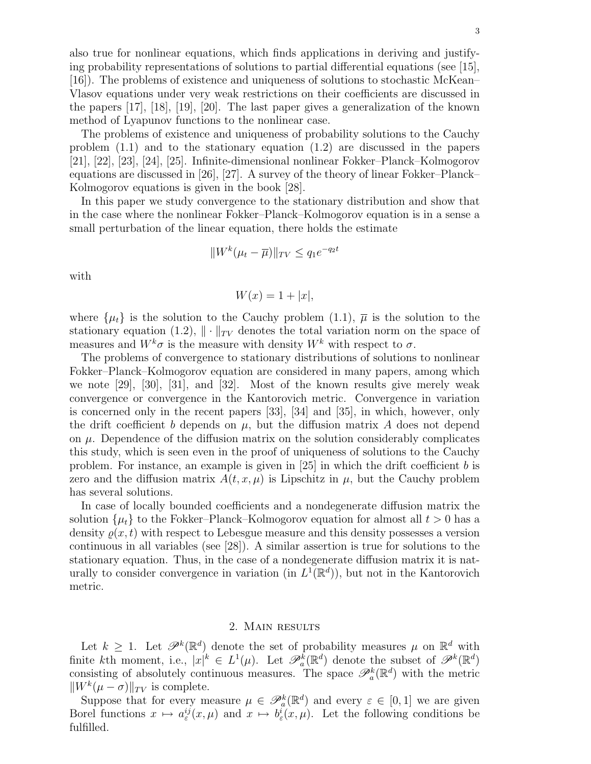also true for nonlinear equations, which finds applications in deriving and justifying probability representations of solutions to partial differential equations (see [15], [16]). The problems of existence and uniqueness of solutions to stochastic McKean–Vlasov equations under very weak restrictions on their coefficients are discussed in the papers [17], [18], [19], [20]. The last paper gives a generalization of the known method of Lyapunov functions to the nonlinear case.

The problems of existence and uniqueness of probability solutions to the Cauchy problem (1.1) and to the stationary equation (1.2) are discussed in the papers [21], [22], [23], [24], [25]. Infinite-dimensional nonlinear Fokker–Planck–Kolmogorov equations are discussed in [26], [27]. A survey of the theory of linear Fokker–Planck–Kolmogorov equations is given in the book [28].

In this paper we study convergence to the stationary distribution and show that in the case where the nonlinear Fokker–Planck–Kolmogorov equation is in a sense a small perturbation of the linear equation, there holds the estimate

$$\|W^k(\mu_t - \overline{\mu})\|_{TV} \le q_1 e^{-q_2 t}$$

with

$$W(x) = 1 + |x|,$$

where $\{\mu_t\}$ is the solution to the Cauchy problem (1.1), $\overline{\mu}$ is the solution to the stationary equation (1.2), $\|\cdot\|_{TV}$ denotes the total variation norm on the space of measures and $W^k\sigma$ is the measure with density $W^k$ with respect to $\sigma$.

The problems of convergence to stationary distributions of solutions to nonlinear Fokker–Planck–Kolmogorov equation are considered in many papers, among which we note [29], [30], [31], and [32]. Most of the known results give merely weak convergence or convergence in the Kantorovich metric. Convergence in variation is concerned only in the recent papers [33], [34] and [35], in which, however, only the drift coefficient $b$ depends on $\mu$, but the diffusion matrix $A$ does not depend on $\mu$. Dependence of the diffusion matrix on the solution considerably complicates this study, which is seen even in the proof of uniqueness of solutions to the Cauchy problem. For instance, an example is given in [25] in which the drift coefficient $b$ is zero and the diffusion matrix $A(t, x, \mu)$ is Lipschitz in $\mu$, but the Cauchy problem has several solutions.

In case of locally bounded coefficients and a nondegenerate diffusion matrix the solution $\{\mu_t\}$ to the Fokker–Planck–Kolmogorov equation for almost all $t > 0$ has a density $\varrho(x, t)$ with respect to Lebesgue measure and this density possesses a version continuous in all variables (see [28]). A similar assertion is true for solutions to the stationary equation. Thus, in the case of a nondegenerate diffusion matrix it is naturally to consider convergence in variation (in $L^1(\mathbb{R}^d)$), but not in the Kantorovich metric.

## 2. Main results

Let $k \ge 1$. Let $\mathscr{P}^k(\mathbb{R}^d)$ denote the set of probability measures $\mu$ on $\mathbb{R}^d$ with finite $k$th moment, i.e., $|x|^k \in L^1(\mu)$. Let $\mathscr{P}^k_a(\mathbb{R}^d)$ denote the subset of $\mathscr{P}^k(\mathbb{R}^d)$ consisting of absolutely continuous measures. The space $\mathscr{P}^k_a(\mathbb{R}^d)$ with the metric $\|W^k(\mu - \sigma)\|_{TV}$ is complete.

Suppose that for every measure $\mu \in \mathscr{P}^k_a(\mathbb{R}^d)$ and every $\varepsilon \in [0, 1]$ we are given Borel functions $x \mapsto a^{ij}_\varepsilon(x, \mu)$ and $x \mapsto b^i_\varepsilon(x, \mu)$. Let the following conditions be fulfilled.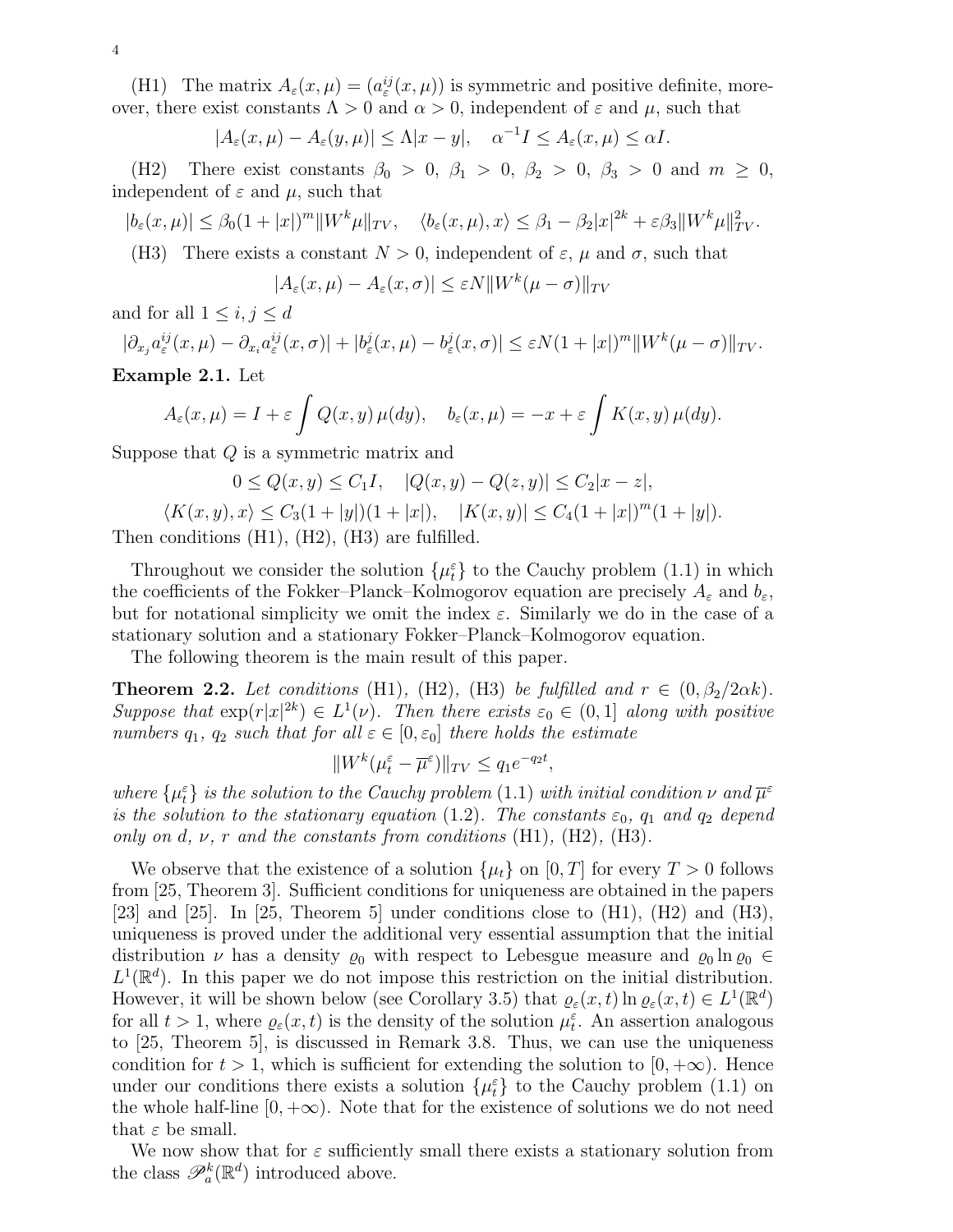(H1) The matrix $A_\varepsilon(x,\mu) = (a_\varepsilon^{ij}(x,\mu))$ is symmetric and positive definite, moreover, there exist constants $\Lambda > 0$ and $\alpha > 0$, independent of $\varepsilon$ and $\mu$, such that

$$|A_\varepsilon(x,\mu) - A_\varepsilon(y,\mu)| \le \Lambda |x-y|, \quad \alpha^{-1} I \le A_\varepsilon(x,\mu) \le \alpha I.$$

(H2) There exist constants $\beta_0 > 0$, $\beta_1 > 0$, $\beta_2 > 0$, $\beta_3 > 0$ and $m \ge 0$, independent of $\varepsilon$ and $\mu$, such that

$$|b_\varepsilon(x,\mu)| \le \beta_0 (1+|x|)^m \|W^k \mu\|_{TV}, \quad \langle b_\varepsilon(x,\mu), x\rangle \le \beta_1 - \beta_2 |x|^{2k} + \varepsilon \beta_3 \|W^k\mu\|_{TV}^2.$$

(H3) There exists a constant $N > 0$, independent of $\varepsilon$, $\mu$ and $\sigma$, such that

$$|A_\varepsilon(x,\mu) - A_\varepsilon(x,\sigma)| \le \varepsilon N \|W^k(\mu - \sigma)\|_{TV}$$

and for all $1 \le i,j \le d$

$$|\partial_{x_j} a_\varepsilon^{ij}(x,\mu) - \partial_{x_i} a_\varepsilon^{ij}(x,\sigma)| + |b_\varepsilon^j(x,\mu) - b_\varepsilon^j(x,\sigma)| \le \varepsilon N (1+|x|)^m \|W^k(\mu-\sigma)\|_{TV}.$$

**Example 2.1.** Let

$$A_\varepsilon(x,\mu) = I + \varepsilon \int Q(x,y)\,\mu(dy), \quad b_\varepsilon(x,\mu) = -x + \varepsilon \int K(x,y)\,\mu(dy).$$

Suppose that $Q$ is a symmetric matrix and

$$0 \le Q(x,y) \le C_1 I, \quad |Q(x,y) - Q(z,y)| \le C_2 |x-z|,$$

$$\langle K(x,y), x\rangle \le C_3(1+|y|)(1+|x|), \quad |K(x,y)| \le C_4 (1+|x|)^m (1+|y|).$$

Then conditions (H1), (H2), (H3) are fulfilled.

Throughout we consider the solution $\{\mu_t^\varepsilon\}$ to the Cauchy problem (1.1) in which the coefficients of the Fokker–Planck–Kolmogorov equation are precisely $A_\varepsilon$ and $b_\varepsilon$, but for notational simplicity we omit the index $\varepsilon$. Similarly we do in the case of a stationary solution and a stationary Fokker–Planck–Kolmogorov equation.

The following theorem is the main result of this paper.

**Theorem 2.2.** *Let conditions* (H1), (H2), (H3) *be fulfilled and* $r \in (0, \beta_2/2\alpha k)$. *Suppose that* $\exp(r|x|^{2k}) \in L^1(\nu)$. *Then there exists* $\varepsilon_0 \in (0,1]$ *along with positive numbers* $q_1$, $q_2$ *such that for all* $\varepsilon \in [0, \varepsilon_0]$ *there holds the estimate*

$$\|W^k(\mu_t^\varepsilon - \overline{\mu}^\varepsilon)\|_{TV} \le q_1 e^{-q_2 t},$$

*where* $\{\mu_t^\varepsilon\}$ *is the solution to the Cauchy problem* (1.1) *with initial condition* $\nu$ *and* $\overline{\mu}^\varepsilon$ *is the solution to the stationary equation* (1.2). *The constants* $\varepsilon_0$, $q_1$ *and* $q_2$ *depend only on* $d$, $\nu$, $r$ *and the constants from conditions* (H1), (H2), (H3).

We observe that the existence of a solution $\{\mu_t\}$ on $[0,T]$ for every $T > 0$ follows from [25, Theorem 3]. Sufficient conditions for uniqueness are obtained in the papers [23] and [25]. In [25, Theorem 5] under conditions close to (H1), (H2) and (H3), uniqueness is proved under the additional very essential assumption that the initial distribution $\nu$ has a density $\varrho_0$ with respect to Lebesgue measure and $\varrho_0 \ln \varrho_0 \in L^1(\mathbb{R}^d)$. In this paper we do not impose this restriction on the initial distribution. However, it will be shown below (see Corollary 3.5) that $\varrho_\varepsilon(x,t) \ln \varrho_\varepsilon(x,t) \in L^1(\mathbb{R}^d)$ for all $t > 1$, where $\varrho_\varepsilon(x,t)$ is the density of the solution $\mu_t^\varepsilon$. An assertion analogous to [25, Theorem 5], is discussed in Remark 3.8. Thus, we can use the uniqueness condition for $t > 1$, which is sufficient for extending the solution to $[0, +\infty)$. Hence under our conditions there exists a solution $\{\mu_t^\varepsilon\}$ to the Cauchy problem (1.1) on the whole half-line $[0, +\infty)$. Note that for the existence of solutions we do not need that $\varepsilon$ be small.

We now show that for $\varepsilon$ sufficiently small there exists a stationary solution from the class $\mathscr{P}_a^k(\mathbb{R}^d)$ introduced above.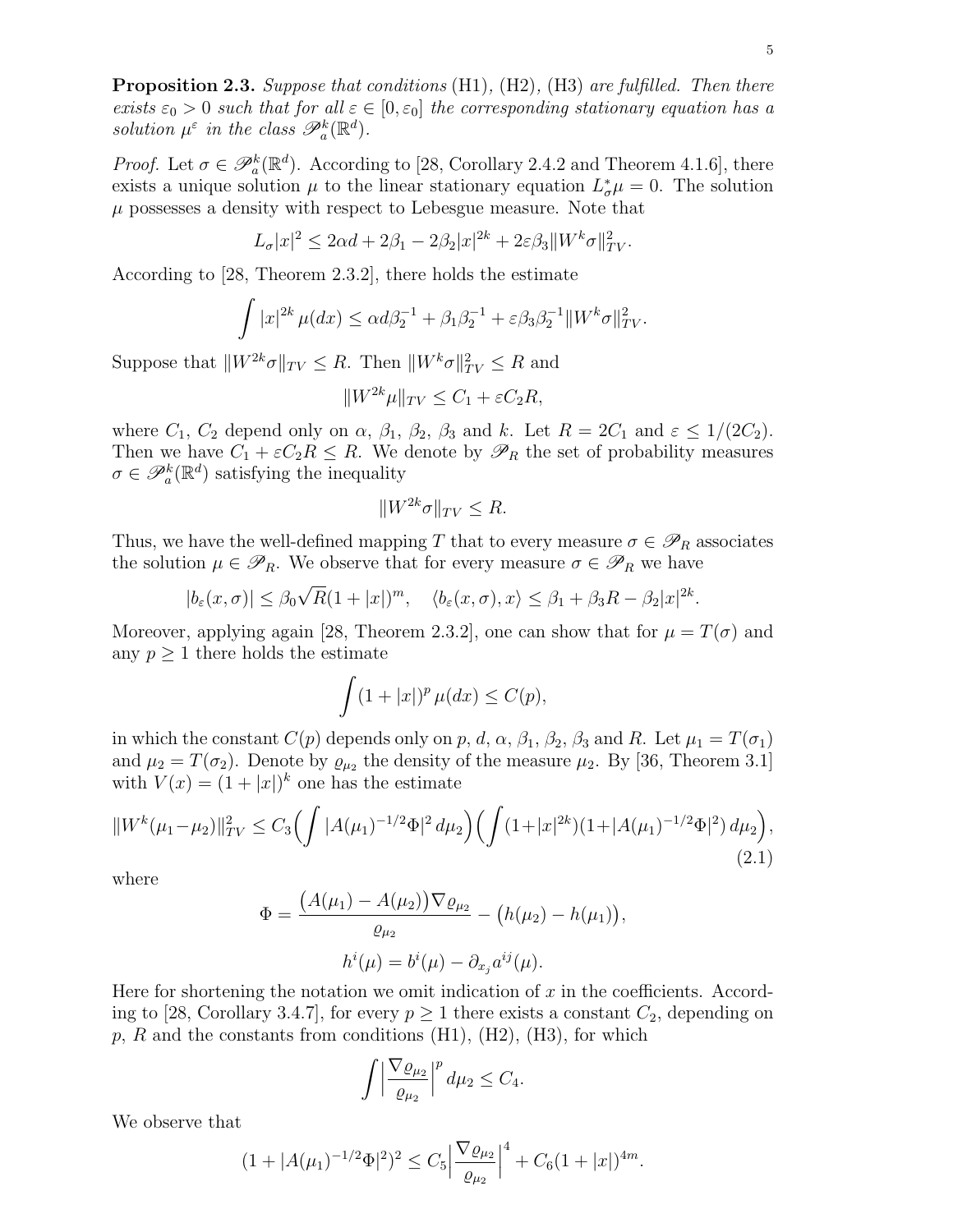**Proposition 2.3.** *Suppose that conditions* (H1)*,* (H2)*,* (H3) *are fulfilled. Then there exists $\varepsilon_0 > 0$ such that for all $\varepsilon \in [0, \varepsilon_0]$ the corresponding stationary equation has a solution $\mu^\varepsilon$ in the class $\mathscr{P}^k_a(\mathbb{R}^d)$.*

*Proof.* Let $\sigma \in \mathscr{P}^k_a(\mathbb{R}^d)$. According to [28, Corollary 2.4.2 and Theorem 4.1.6], there exists a unique solution $\mu$ to the linear stationary equation $L^*_\sigma \mu = 0$. The solution $\mu$ possesses a density with respect to Lebesgue measure. Note that

$$L_\sigma |x|^2 \leq 2\alpha d + 2\beta_1 - 2\beta_2 |x|^{2k} + 2\varepsilon\beta_3 \|W^k\sigma\|^2_{TV}.$$

According to [28, Theorem 2.3.2], there holds the estimate

$$\int |x|^{2k}\, \mu(dx) \leq \alpha d \beta_2^{-1} + \beta_1\beta_2^{-1} + \varepsilon\beta_3\beta_2^{-1}\|W^k\sigma\|^2_{TV}.$$

Suppose that $\|W^{2k}\sigma\|_{TV} \leq R$. Then $\|W^k\sigma\|^2_{TV} \leq R$ and

$$\|W^{2k}\mu\|_{TV} \leq C_1 + \varepsilon C_2 R,$$

where $C_1$, $C_2$ depend only on $\alpha$, $\beta_1$, $\beta_2$, $\beta_3$ and $k$. Let $R = 2C_1$ and $\varepsilon \leq 1/(2C_2)$. Then we have $C_1 + \varepsilon C_2 R \leq R$. We denote by $\mathscr{P}_R$ the set of probability measures $\sigma \in \mathscr{P}^k_a(\mathbb{R}^d)$ satisfying the inequality

$$\|W^{2k}\sigma\|_{TV} \leq R.$$

Thus, we have the well-defined mapping $T$ that to every measure $\sigma \in \mathscr{P}_R$ associates the solution $\mu \in \mathscr{P}_R$. We observe that for every measure $\sigma \in \mathscr{P}_R$ we have

$$|b_\varepsilon(x,\sigma)| \leq \beta_0\sqrt{R}(1+|x|)^m, \quad \langle b_\varepsilon(x,\sigma), x\rangle \leq \beta_1 + \beta_3 R - \beta_2|x|^{2k}.$$

Moreover, applying again [28, Theorem 2.3.2], one can show that for $\mu = T(\sigma)$ and any $p \geq 1$ there holds the estimate

$$\int (1+|x|)^p\, \mu(dx) \leq C(p),$$

in which the constant $C(p)$ depends only on $p$, $d$, $\alpha$, $\beta_1$, $\beta_2$, $\beta_3$ and $R$. Let $\mu_1 = T(\sigma_1)$ and $\mu_2 = T(\sigma_2)$. Denote by $\varrho_{\mu_2}$ the density of the measure $\mu_2$. By [36, Theorem 3.1] with $V(x) = (1+|x|)^k$ one has the estimate

$$\|W^k(\mu_1-\mu_2)\|^2_{TV} \leq C_3\Bigl(\int |A(\mu_1)^{-1/2}\Phi|^2\, d\mu_2\Bigr)\Bigl(\int (1+|x|^{2k})(1+|A(\mu_1)^{-1/2}\Phi|^2)\, d\mu_2\Bigr), \tag{2.1}$$

where

$$\Phi = \frac{\bigl(A(\mu_1)-A(\mu_2)\bigr)\nabla\varrho_{\mu_2}}{\varrho_{\mu_2}} - \bigl(h(\mu_2)-h(\mu_1)\bigr),$$

$$h^i(\mu) = b^i(\mu) - \partial_{x_j} a^{ij}(\mu).$$

Here for shortening the notation we omit indication of $x$ in the coefficients. According to [28, Corollary 3.4.7], for every $p \geq 1$ there exists a constant $C_2$, depending on $p$, $R$ and the constants from conditions (H1), (H2), (H3), for which

$$\int \Bigl|\frac{\nabla\varrho_{\mu_2}}{\varrho_{\mu_2}}\Bigr|^p\, d\mu_2 \leq C_4.$$

We observe that

$$(1+|A(\mu_1)^{-1/2}\Phi|^2)^2 \leq C_5\Bigl|\frac{\nabla\varrho_{\mu_2}}{\varrho_{\mu_2}}\Bigr|^4 + C_6(1+|x|)^{4m}.$$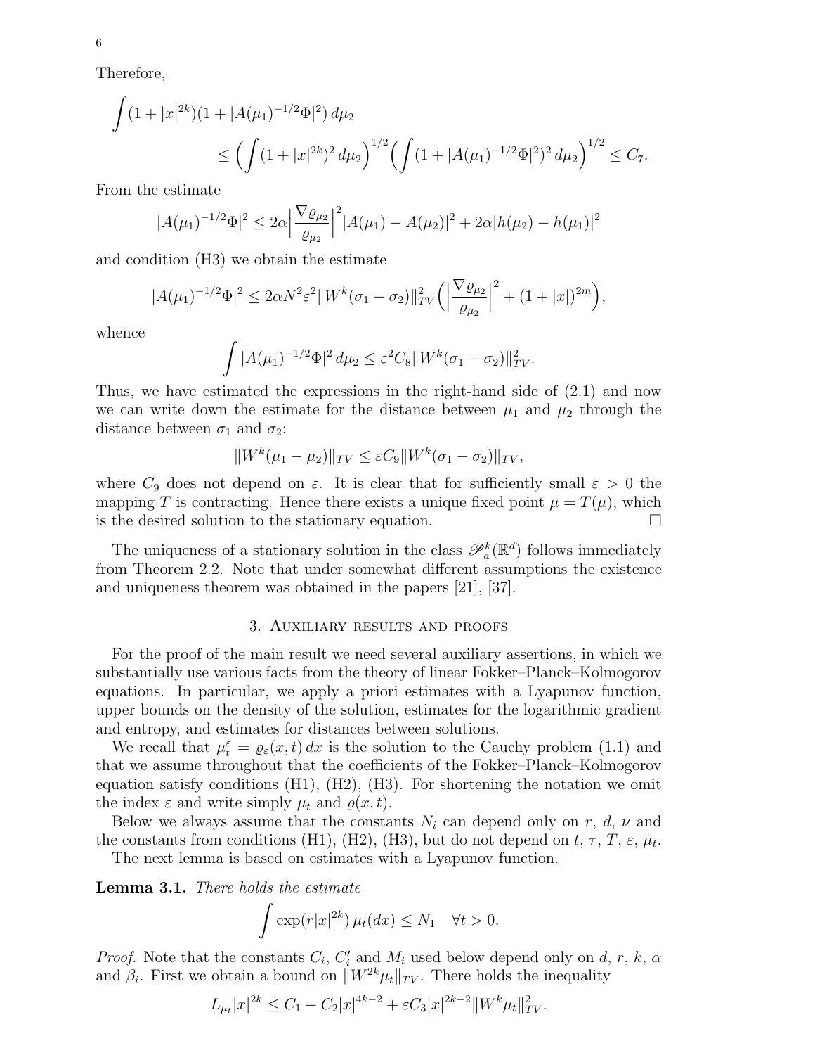Therefore,

$$\int (1+|x|^{2k})(1+|A(\mu_1)^{-1/2}\Phi|^2)\,d\mu_2$$
$$\le \Bigl(\int (1+|x|^{2k})^2\,d\mu_2\Bigr)^{1/2}\Bigl(\int (1+|A(\mu_1)^{-1/2}\Phi|^2)^2\,d\mu_2\Bigr)^{1/2}\le C_7.$$

From the estimate

$$|A(\mu_1)^{-1/2}\Phi|^2\le 2\alpha\Bigl|\frac{\nabla\varrho_{\mu_2}}{\varrho_{\mu_2}}\Bigr|^2|A(\mu_1)-A(\mu_2)|^2+2\alpha|h(\mu_2)-h(\mu_1)|^2$$

and condition (H3) we obtain the estimate

$$|A(\mu_1)^{-1/2}\Phi|^2\le 2\alpha N^2\varepsilon^2\|W^k(\sigma_1-\sigma_2)\|^2_{TV}\Bigl(\Bigl|\frac{\nabla\varrho_{\mu_2}}{\varrho_{\mu_2}}\Bigr|^2+(1+|x|)^{2m}\Bigr),$$

whence

$$\int |A(\mu_1)^{-1/2}\Phi|^2\,d\mu_2\le \varepsilon^2C_8\|W^k(\sigma_1-\sigma_2)\|^2_{TV}.$$

Thus, we have estimated the expressions in the right-hand side of (2.1) and now we can write down the estimate for the distance between $\mu_1$ and $\mu_2$ through the distance between $\sigma_1$ and $\sigma_2$:

$$\|W^k(\mu_1-\mu_2)\|_{TV}\le\varepsilon C_9\|W^k(\sigma_1-\sigma_2)\|_{TV},$$

where $C_9$ does not depend on $\varepsilon$. It is clear that for sufficiently small $\varepsilon>0$ the mapping $T$ is contracting. Hence there exists a unique fixed point $\mu=T(\mu)$, which is the desired solution to the stationary equation. $\square$

The uniqueness of a stationary solution in the class $\mathscr{P}^k_a(\mathbb{R}^d)$ follows immediately from Theorem 2.2. Note that under somewhat different assumptions the existence and uniqueness theorem was obtained in the papers [21], [37].

## 3. Auxiliary results and proofs

For the proof of the main result we need several auxiliary assertions, in which we substantially use various facts from the theory of linear Fokker–Planck–Kolmogorov equations. In particular, we apply a priori estimates with a Lyapunov function, upper bounds on the density of the solution, estimates for the logarithmic gradient and entropy, and estimates for distances between solutions.

We recall that $\mu^\varepsilon_t=\varrho_\varepsilon(x,t)\,dx$ is the solution to the Cauchy problem (1.1) and that we assume throughout that the coefficients of the Fokker–Planck–Kolmogorov equation satisfy conditions (H1), (H2), (H3). For shortening the notation we omit the index $\varepsilon$ and write simply $\mu_t$ and $\varrho(x,t)$.

Below we always assume that the constants $N_i$ can depend only on $r$, $d$, $\nu$ and the constants from conditions (H1), (H2), (H3), but do not depend on $t$, $\tau$, $T$, $\varepsilon$, $\mu_t$.

The next lemma is based on estimates with a Lyapunov function.

**Lemma 3.1.** *There holds the estimate*

$$\int \exp(r|x|^{2k})\,\mu_t(dx)\le N_1\quad\forall t>0.$$

*Proof.* Note that the constants $C_i$, $C'_i$ and $M_i$ used below depend only on $d$, $r$, $k$, $\alpha$ and $\beta_i$. First we obtain a bound on $\|W^{2k}\mu_t\|_{TV}$. There holds the inequality

$$L_{\mu_t}|x|^{2k}\le C_1-C_2|x|^{4k-2}+\varepsilon C_3|x|^{2k-2}\|W^k\mu_t\|^2_{TV}.$$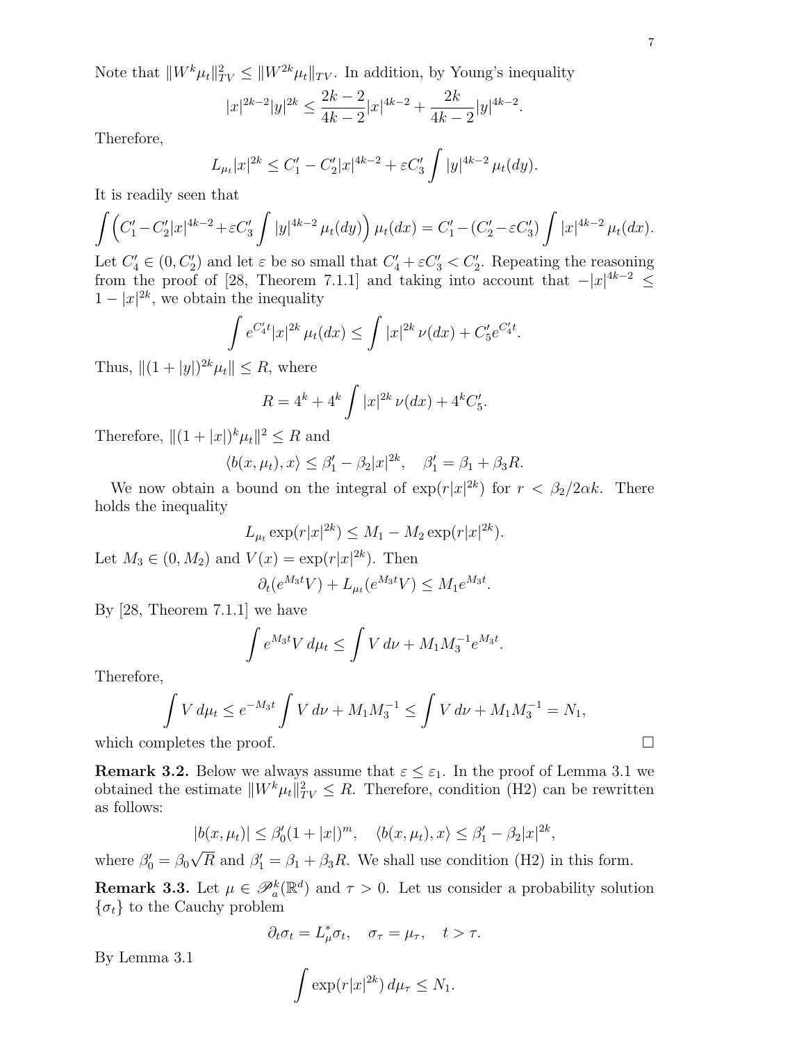Note that $\|W^k\mu_t\|_{TV}^2 \le \|W^{2k}\mu_t\|_{TV}$. In addition, by Young's inequality

$$|x|^{2k-2}|y|^{2k} \le \frac{2k-2}{4k-2}|x|^{4k-2} + \frac{2k}{4k-2}|y|^{4k-2}.$$

Therefore,

$$L_{\mu_t}|x|^{2k} \le C_1' - C_2'|x|^{4k-2} + \varepsilon C_3' \int |y|^{4k-2}\,\mu_t(dy).$$

It is readily seen that

$$\int \Bigl(C_1' - C_2'|x|^{4k-2} + \varepsilon C_3' \int |y|^{4k-2}\,\mu_t(dy)\Bigr)\,\mu_t(dx) = C_1' - (C_2' - \varepsilon C_3') \int |x|^{4k-2}\,\mu_t(dx).$$

Let $C_4' \in (0, C_2')$ and let $\varepsilon$ be so small that $C_4' + \varepsilon C_3' < C_2'$. Repeating the reasoning from the proof of [28, Theorem 7.1.1] and taking into account that $-|x|^{4k-2} \le 1 - |x|^{2k}$, we obtain the inequality

$$\int e^{C_4' t}|x|^{2k}\,\mu_t(dx) \le \int |x|^{2k}\,\nu(dx) + C_5' e^{C_4' t}.$$

Thus, $\|(1+|y|)^{2k}\mu_t\| \le R$, where

$$R = 4^k + 4^k \int |x|^{2k}\,\nu(dx) + 4^k C_5'.$$

Therefore, $\|(1+|x|)^k\mu_t\|^2 \le R$ and

$$\langle b(x,\mu_t), x\rangle \le \beta_1' - \beta_2|x|^{2k}, \quad \beta_1' = \beta_1 + \beta_3 R.$$

We now obtain a bound on the integral of $\exp(r|x|^{2k})$ for $r < \beta_2/2\alpha k$. There holds the inequality

$$L_{\mu_t}\exp(r|x|^{2k}) \le M_1 - M_2\exp(r|x|^{2k}).$$

Let $M_3 \in (0, M_2)$ and $V(x) = \exp(r|x|^{2k})$. Then

$$\partial_t(e^{M_3 t}V) + L_{\mu_t}(e^{M_3 t}V) \le M_1 e^{M_3 t}.$$

By [28, Theorem 7.1.1] we have

$$\int e^{M_3 t}V\,d\mu_t \le \int V\,d\nu + M_1 M_3^{-1} e^{M_3 t}.$$

Therefore,

$$\int V\,d\mu_t \le e^{-M_3 t}\int V\,d\nu + M_1 M_3^{-1} \le \int V\,d\nu + M_1 M_3^{-1} = N_1,$$

which completes the proof. $\square$

**Remark 3.2.** Below we always assume that $\varepsilon \le \varepsilon_1$. In the proof of Lemma 3.1 we obtained the estimate $\|W^k\mu_t\|_{TV}^2 \le R$. Therefore, condition (H2) can be rewritten as follows:

$$|b(x,\mu_t)| \le \beta_0'(1+|x|)^m, \quad \langle b(x,\mu_t), x\rangle \le \beta_1' - \beta_2|x|^{2k},$$

where $\beta_0' = \beta_0\sqrt{R}$ and $\beta_1' = \beta_1 + \beta_3 R$. We shall use condition (H2) in this form.

**Remark 3.3.** Let $\mu \in \mathscr{P}_a^k(\mathbb{R}^d)$ and $\tau > 0$. Let us consider a probability solution $\{\sigma_t\}$ to the Cauchy problem

$$\partial_t\sigma_t = L_\mu^*\sigma_t, \quad \sigma_\tau = \mu_\tau, \quad t > \tau.$$

By Lemma 3.1

$$\int \exp(r|x|^{2k})\,d\mu_\tau \le N_1.$$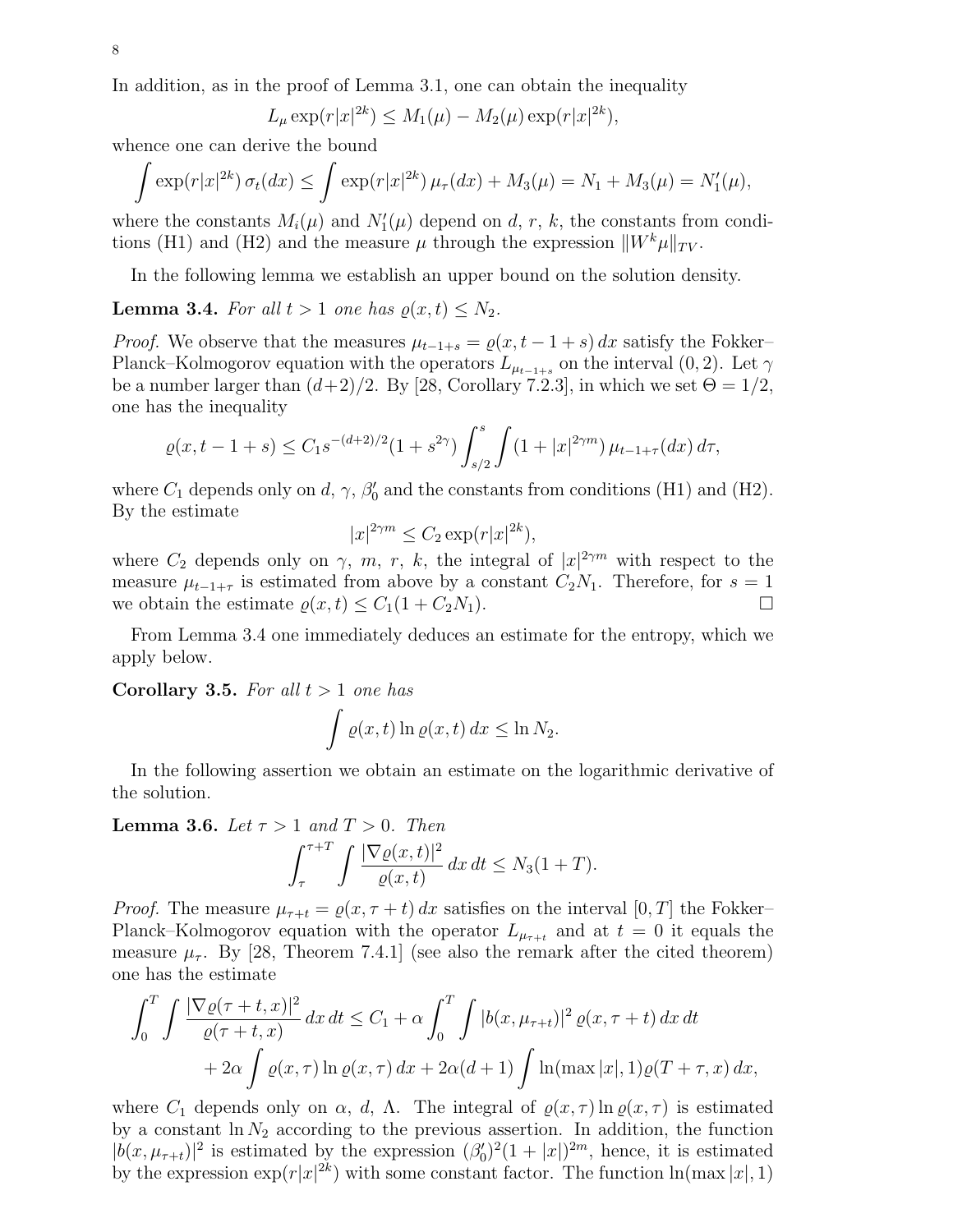In addition, as in the proof of Lemma 3.1, one can obtain the inequality

$$L_\mu \exp(r|x|^{2k}) \le M_1(\mu) - M_2(\mu)\exp(r|x|^{2k}),$$

whence one can derive the bound

$$\int \exp(r|x|^{2k})\,\sigma_t(dx) \le \int \exp(r|x|^{2k})\,\mu_\tau(dx) + M_3(\mu) = N_1 + M_3(\mu) = N_1'(\mu),$$

where the constants $M_i(\mu)$ and $N_1'(\mu)$ depend on $d$, $r$, $k$, the constants from conditions (H1) and (H2) and the measure $\mu$ through the expression $\|W^k\mu\|_{TV}$.

In the following lemma we establish an upper bound on the solution density.

**Lemma 3.4.** *For all $t > 1$ one has $\varrho(x,t) \le N_2$.*

*Proof.* We observe that the measures $\mu_{t-1+s} = \varrho(x, t-1+s)\,dx$ satisfy the Fokker–Planck–Kolmogorov equation with the operators $L_{\mu_{t-1+s}}$ on the interval $(0,2)$. Let $\gamma$ be a number larger than $(d+2)/2$. By [28, Corollary 7.2.3], in which we set $\Theta = 1/2$, one has the inequality

$$\varrho(x, t-1+s) \le C_1 s^{-(d+2)/2}(1+s^{2\gamma}) \int_{s/2}^{s} \int (1+|x|^{2\gamma m})\,\mu_{t-1+\tau}(dx)\,d\tau,$$

where $C_1$ depends only on $d$, $\gamma$, $\beta_0'$ and the constants from conditions (H1) and (H2). By the estimate

$$|x|^{2\gamma m} \le C_2 \exp(r|x|^{2k}),$$

where $C_2$ depends only on $\gamma$, $m$, $r$, $k$, the integral of $|x|^{2\gamma m}$ with respect to the measure $\mu_{t-1+\tau}$ is estimated from above by a constant $C_2 N_1$. Therefore, for $s = 1$ we obtain the estimate $\varrho(x,t) \le C_1(1 + C_2 N_1)$. $\square$

From Lemma 3.4 one immediately deduces an estimate for the entropy, which we apply below.

**Corollary 3.5.** *For all $t > 1$ one has*

$$\int \varrho(x,t) \ln \varrho(x,t)\,dx \le \ln N_2.$$

In the following assertion we obtain an estimate on the logarithmic derivative of the solution.

**Lemma 3.6.** *Let $\tau > 1$ and $T > 0$. Then*

$$\int_\tau^{\tau+T} \int \frac{|\nabla \varrho(x,t)|^2}{\varrho(x,t)}\,dx\,dt \le N_3(1+T).$$

*Proof.* The measure $\mu_{\tau+t} = \varrho(x, \tau+t)\,dx$ satisfies on the interval $[0,T]$ the Fokker–Planck–Kolmogorov equation with the operator $L_{\mu_{\tau+t}}$ and at $t = 0$ it equals the measure $\mu_\tau$. By [28, Theorem 7.4.1] (see also the remark after the cited theorem) one has the estimate

$$\int_0^T \int \frac{|\nabla \varrho(\tau+t,x)|^2}{\varrho(\tau+t,x)}\,dx\,dt \le C_1 + \alpha \int_0^T \int |b(x,\mu_{\tau+t})|^2\,\varrho(x,\tau+t)\,dx\,dt$$
$$+ 2\alpha \int \varrho(x,\tau)\ln\varrho(x,\tau)\,dx + 2\alpha(d+1)\int \ln(\max|x|,1)\varrho(T+\tau,x)\,dx,$$

where $C_1$ depends only on $\alpha$, $d$, $\Lambda$. The integral of $\varrho(x,\tau)\ln\varrho(x,\tau)$ is estimated by a constant $\ln N_2$ according to the previous assertion. In addition, the function $|b(x,\mu_{\tau+t})|^2$ is estimated by the expression $(\beta_0')^2(1+|x|)^{2m}$, hence, it is estimated by the expression $\exp(r|x|^{2k})$ with some constant factor. The function $\ln(\max|x|,1)$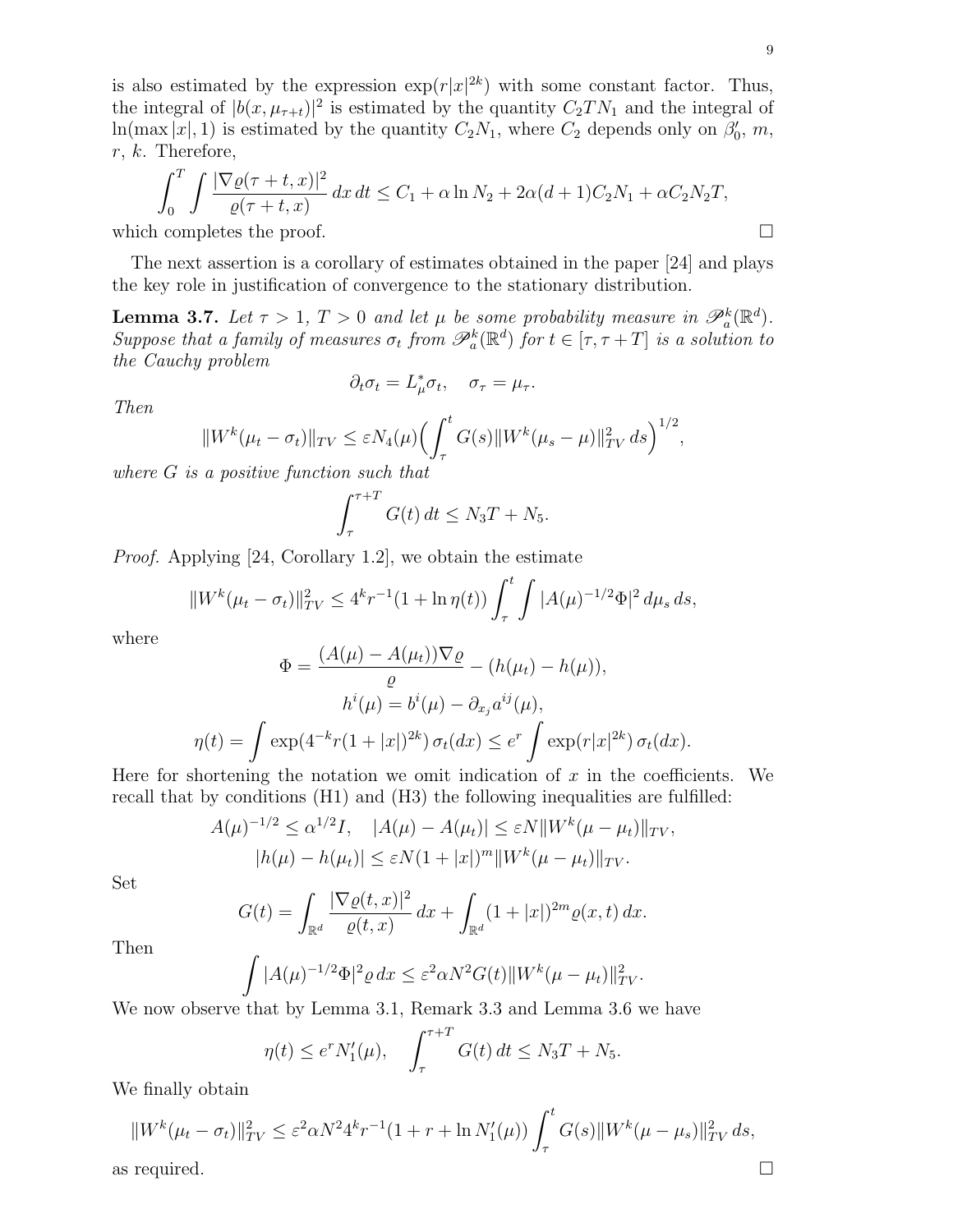is also estimated by the expression $\exp(r|x|^{2k})$ with some constant factor. Thus, the integral of $|b(x,\mu_{\tau+t})|^2$ is estimated by the quantity $C_2TN_1$ and the integral of $\ln(\max|x|,1)$ is estimated by the quantity $C_2N_1$, where $C_2$ depends only on $\beta_0'$, $m$, $r$, $k$. Therefore,

$$\int_0^T\int\frac{|\nabla\varrho(\tau+t,x)|^2}{\varrho(\tau+t,x)}\,dx\,dt\le C_1+\alpha\ln N_2+2\alpha(d+1)C_2N_1+\alpha C_2N_2T,$$

which completes the proof. □

The next assertion is a corollary of estimates obtained in the paper [24] and plays the key role in justification of convergence to the stationary distribution.

**Lemma 3.7.** *Let $\tau>1$, $T>0$ and let $\mu$ be some probability measure in $\mathscr{P}_a^k(\mathbb{R}^d)$. Suppose that a family of measures $\sigma_t$ from $\mathscr{P}_a^k(\mathbb{R}^d)$ for $t\in[\tau,\tau+T]$ is a solution to the Cauchy problem*

$$\partial_t\sigma_t=L_\mu^*\sigma_t,\quad \sigma_\tau=\mu_\tau.$$

*Then*

$$\|W^k(\mu_t-\sigma_t)\|_{TV}\le\varepsilon N_4(\mu)\Bigl(\int_\tau^t G(s)\|W^k(\mu_s-\mu)\|_{TV}^2\,ds\Bigr)^{1/2},$$

*where $G$ is a positive function such that*

$$\int_\tau^{\tau+T}G(t)\,dt\le N_3T+N_5.$$

*Proof.* Applying [24, Corollary 1.2], we obtain the estimate

$$\|W^k(\mu_t-\sigma_t)\|_{TV}^2\le 4^kr^{-1}(1+\ln\eta(t))\int_\tau^t\int|A(\mu)^{-1/2}\Phi|^2\,d\mu_s\,ds,$$

where

$$\Phi=\frac{(A(\mu)-A(\mu_t))\nabla\varrho}{\varrho}-(h(\mu_t)-h(\mu)),$$

$$h^i(\mu)=b^i(\mu)-\partial_{x_j}a^{ij}(\mu),$$

$$\eta(t)=\int\exp(4^{-k}r(1+|x|)^{2k})\,\sigma_t(dx)\le e^r\int\exp(r|x|^{2k})\,\sigma_t(dx).$$

Here for shortening the notation we omit indication of $x$ in the coefficients. We recall that by conditions (H1) and (H3) the following inequalities are fulfilled:

$$A(\mu)^{-1/2}\le\alpha^{1/2}I,\quad |A(\mu)-A(\mu_t)|\le\varepsilon N\|W^k(\mu-\mu_t)\|_{TV},$$

$$|h(\mu)-h(\mu_t)|\le\varepsilon N(1+|x|)^m\|W^k(\mu-\mu_t)\|_{TV}.$$

Set

$$G(t)=\int_{\mathbb{R}^d}\frac{|\nabla\varrho(t,x)|^2}{\varrho(t,x)}\,dx+\int_{\mathbb{R}^d}(1+|x|)^{2m}\varrho(x,t)\,dx.$$

Then

$$\int|A(\mu)^{-1/2}\Phi|^2\varrho\,dx\le\varepsilon^2\alpha N^2G(t)\|W^k(\mu-\mu_t)\|_{TV}^2.$$

We now observe that by Lemma 3.1, Remark 3.3 and Lemma 3.6 we have

$$\eta(t)\le e^rN_1'(\mu),\quad \int_\tau^{\tau+T}G(t)\,dt\le N_3T+N_5.$$

We finally obtain

$$\|W^k(\mu_t-\sigma_t)\|_{TV}^2\le\varepsilon^2\alpha N^24^kr^{-1}(1+r+\ln N_1'(\mu))\int_\tau^t G(s)\|W^k(\mu-\mu_s)\|_{TV}^2\,ds,$$

as required. □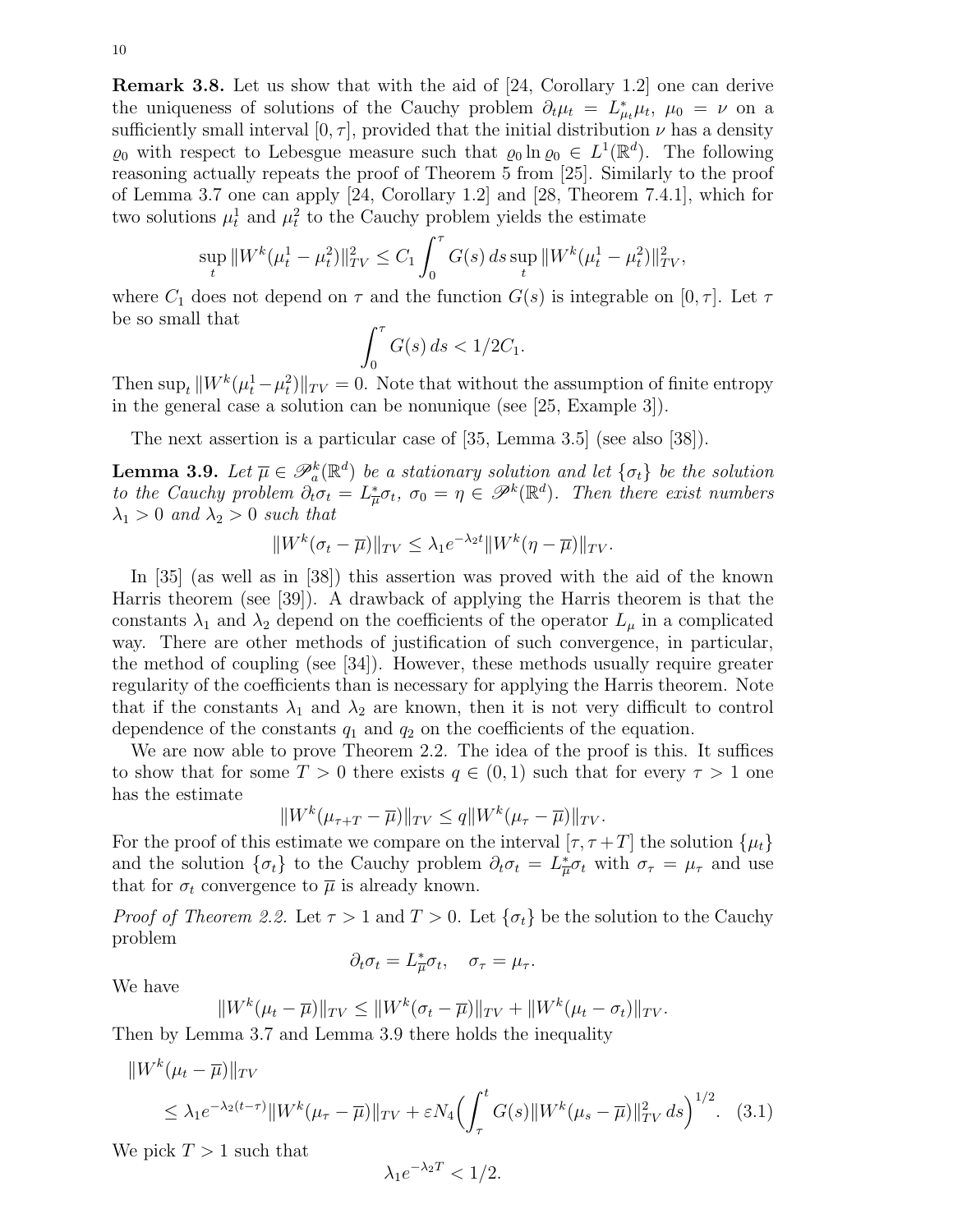**Remark 3.8.** Let us show that with the aid of [24, Corollary 1.2] one can derive the uniqueness of solutions of the Cauchy problem $\partial_t\mu_t = L^*_{\mu_t}\mu_t$, $\mu_0 = \nu$ on a sufficiently small interval $[0,\tau]$, provided that the initial distribution $\nu$ has a density $\varrho_0$ with respect to Lebesgue measure such that $\varrho_0 \ln \varrho_0 \in L^1(\mathbb{R}^d)$. The following reasoning actually repeats the proof of Theorem 5 from [25]. Similarly to the proof of Lemma 3.7 one can apply [24, Corollary 1.2] and [28, Theorem 7.4.1], which for two solutions $\mu^1_t$ and $\mu^2_t$ to the Cauchy problem yields the estimate

$$\sup_t \|W^k(\mu^1_t - \mu^2_t)\|^2_{TV} \le C_1 \int_0^\tau G(s)\,ds \sup_t \|W^k(\mu^1_t - \mu^2_t)\|^2_{TV},$$

where $C_1$ does not depend on $\tau$ and the function $G(s)$ is integrable on $[0,\tau]$. Let $\tau$ be so small that

$$\int_0^\tau G(s)\,ds < 1/2C_1.$$

Then $\sup_t \|W^k(\mu^1_t - \mu^2_t)\|_{TV} = 0$. Note that without the assumption of finite entropy in the general case a solution can be nonunique (see [25, Example 3]).

The next assertion is a particular case of [35, Lemma 3.5] (see also [38]).

**Lemma 3.9.** *Let $\overline{\mu} \in \mathscr{P}^k_a(\mathbb{R}^d)$ be a stationary solution and let $\{\sigma_t\}$ be the solution to the Cauchy problem $\partial_t\sigma_t = L^*_{\overline{\mu}}\sigma_t$, $\sigma_0 = \eta \in \mathscr{P}^k(\mathbb{R}^d)$. Then there exist numbers $\lambda_1 > 0$ and $\lambda_2 > 0$ such that*

$$\|W^k(\sigma_t - \overline{\mu})\|_{TV} \le \lambda_1 e^{-\lambda_2 t}\|W^k(\eta - \overline{\mu})\|_{TV}.$$

In [35] (as well as in [38]) this assertion was proved with the aid of the known Harris theorem (see [39]). A drawback of applying the Harris theorem is that the constants $\lambda_1$ and $\lambda_2$ depend on the coefficients of the operator $L_\mu$ in a complicated way. There are other methods of justification of such convergence, in particular, the method of coupling (see [34]). However, these methods usually require greater regularity of the coefficients than is necessary for applying the Harris theorem. Note that if the constants $\lambda_1$ and $\lambda_2$ are known, then it is not very difficult to control dependence of the constants $q_1$ and $q_2$ on the coefficients of the equation.

We are now able to prove Theorem 2.2. The idea of the proof is this. It suffices to show that for some $T > 0$ there exists $q \in (0,1)$ such that for every $\tau > 1$ one has the estimate

$$\|W^k(\mu_{\tau+T} - \overline{\mu})\|_{TV} \le q\|W^k(\mu_\tau - \overline{\mu})\|_{TV}.$$

For the proof of this estimate we compare on the interval $[\tau, \tau+T]$ the solution $\{\mu_t\}$ and the solution $\{\sigma_t\}$ to the Cauchy problem $\partial_t\sigma_t = L^*_{\overline{\mu}}\sigma_t$ with $\sigma_\tau = \mu_\tau$ and use that for $\sigma_t$ convergence to $\overline{\mu}$ is already known.

*Proof of Theorem 2.2.* Let $\tau > 1$ and $T > 0$. Let $\{\sigma_t\}$ be the solution to the Cauchy problem

$$\partial_t\sigma_t = L^*_{\overline{\mu}}\sigma_t, \quad \sigma_\tau = \mu_\tau.$$

We have

$$\|W^k(\mu_t - \overline{\mu})\|_{TV} \le \|W^k(\sigma_t - \overline{\mu})\|_{TV} + \|W^k(\mu_t - \sigma_t)\|_{TV}.$$

Then by Lemma 3.7 and Lemma 3.9 there holds the inequality

$$\|W^k(\mu_t - \overline{\mu})\|_{TV} \le \lambda_1 e^{-\lambda_2(t-\tau)}\|W^k(\mu_\tau - \overline{\mu})\|_{TV} + \varepsilon N_4\Bigl(\int_\tau^t G(s)\|W^k(\mu_s - \overline{\mu})\|^2_{TV}\,ds\Bigr)^{1/2}. \quad (3.1)$$

We pick $T > 1$ such that

$$\lambda_1 e^{-\lambda_2 T} < 1/2.$$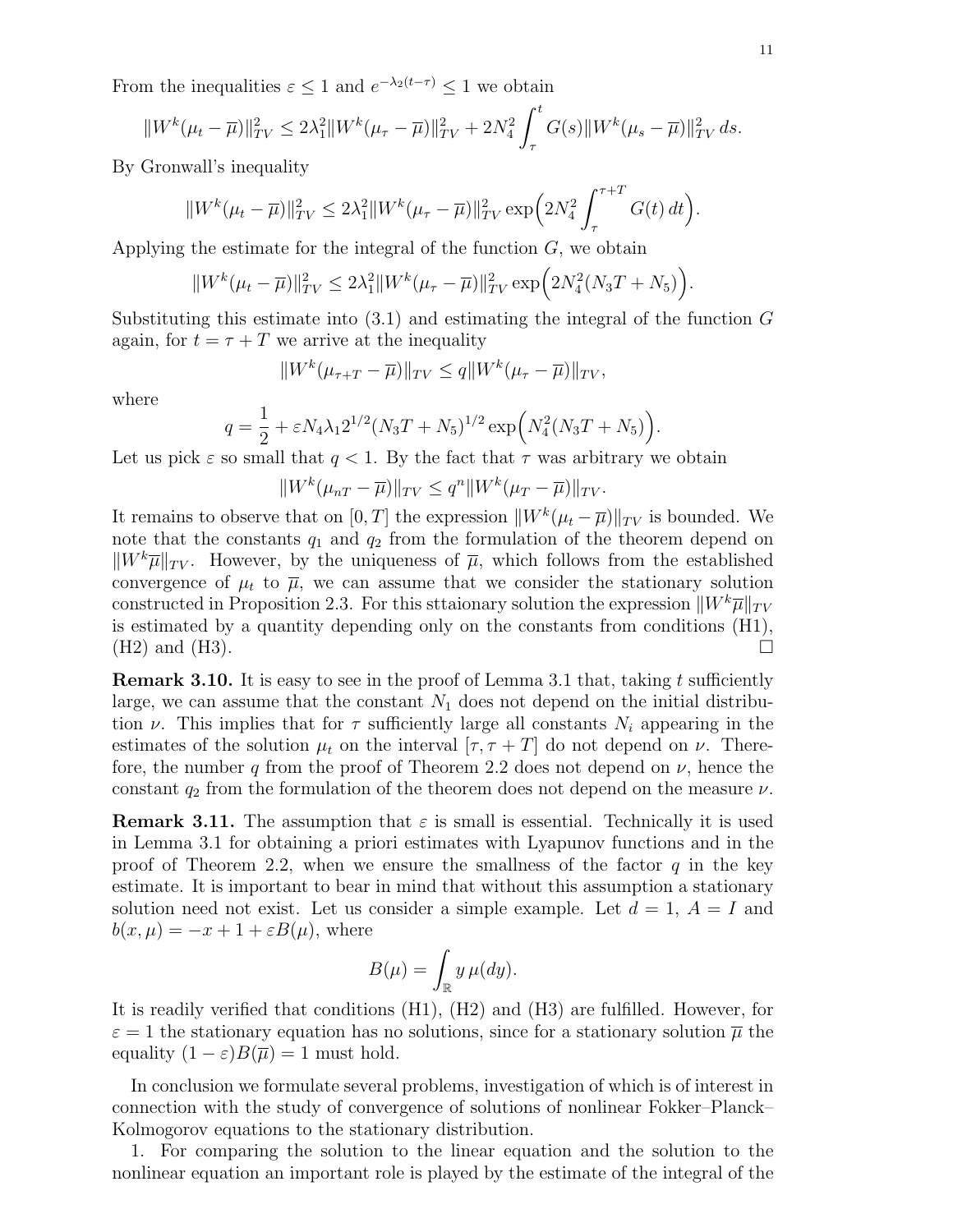From the inequalities $\varepsilon \le 1$ and $e^{-\lambda_2(t-\tau)} \le 1$ we obtain

$$\|W^k(\mu_t - \overline{\mu})\|_{TV}^2 \le 2\lambda_1^2 \|W^k(\mu_\tau - \overline{\mu})\|_{TV}^2 + 2N_4^2 \int_\tau^t G(s)\|W^k(\mu_s - \overline{\mu})\|_{TV}^2\, ds.$$

By Gronwall's inequality

$$\|W^k(\mu_t - \overline{\mu})\|_{TV}^2 \le 2\lambda_1^2 \|W^k(\mu_\tau - \overline{\mu})\|_{TV}^2 \exp\Bigl(2N_4^2 \int_\tau^{\tau+T} G(t)\, dt\Bigr).$$

Applying the estimate for the integral of the function $G$, we obtain

$$\|W^k(\mu_t - \overline{\mu})\|_{TV}^2 \le 2\lambda_1^2 \|W^k(\mu_\tau - \overline{\mu})\|_{TV}^2 \exp\Bigl(2N_4^2(N_3T + N_5)\Bigr).$$

Substituting this estimate into (3.1) and estimating the integral of the function $G$ again, for $t = \tau + T$ we arrive at the inequality

$$\|W^k(\mu_{\tau+T} - \overline{\mu})\|_{TV} \le q\|W^k(\mu_\tau - \overline{\mu})\|_{TV},$$

where

$$q = \frac{1}{2} + \varepsilon N_4 \lambda_1 2^{1/2}(N_3T + N_5)^{1/2} \exp\Bigl(N_4^2(N_3T + N_5)\Bigr).$$

Let us pick $\varepsilon$ so small that $q < 1$. By the fact that $\tau$ was arbitrary we obtain

$$\|W^k(\mu_{nT} - \overline{\mu})\|_{TV} \le q^n \|W^k(\mu_T - \overline{\mu})\|_{TV}.$$

It remains to observe that on $[0, T]$ the expression $\|W^k(\mu_t - \overline{\mu})\|_{TV}$ is bounded. We note that the constants $q_1$ and $q_2$ from the formulation of the theorem depend on $\|W^k\overline{\mu}\|_{TV}$. However, by the uniqueness of $\overline{\mu}$, which follows from the established convergence of $\mu_t$ to $\overline{\mu}$, we can assume that we consider the stationary solution constructed in Proposition 2.3. For this sttaionary solution the expression $\|W^k\overline{\mu}\|_{TV}$ is estimated by a quantity depending only on the constants from conditions (H1), (H2) and (H3). □

**Remark 3.10.** It is easy to see in the proof of Lemma 3.1 that, taking $t$ sufficiently large, we can assume that the constant $N_1$ does not depend on the initial distribution $\nu$. This implies that for $\tau$ sufficiently large all constants $N_i$ appearing in the estimates of the solution $\mu_t$ on the interval $[\tau, \tau + T]$ do not depend on $\nu$. Therefore, the number $q$ from the proof of Theorem 2.2 does not depend on $\nu$, hence the constant $q_2$ from the formulation of the theorem does not depend on the measure $\nu$.

**Remark 3.11.** The assumption that $\varepsilon$ is small is essential. Technically it is used in Lemma 3.1 for obtaining a priori estimates with Lyapunov functions and in the proof of Theorem 2.2, when we ensure the smallness of the factor $q$ in the key estimate. It is important to bear in mind that without this assumption a stationary solution need not exist. Let us consider a simple example. Let $d = 1$, $A = I$ and $b(x, \mu) = -x + 1 + \varepsilon B(\mu)$, where

$$B(\mu) = \int_{\mathbb{R}} y\, \mu(dy).$$

It is readily verified that conditions (H1), (H2) and (H3) are fulfilled. However, for $\varepsilon = 1$ the stationary equation has no solutions, since for a stationary solution $\overline{\mu}$ the equality $(1 - \varepsilon)B(\overline{\mu}) = 1$ must hold.

In conclusion we formulate several problems, investigation of which is of interest in connection with the study of convergence of solutions of nonlinear Fokker–Planck–Kolmogorov equations to the stationary distribution.

1. For comparing the solution to the linear equation and the solution to the nonlinear equation an important role is played by the estimate of the integral of the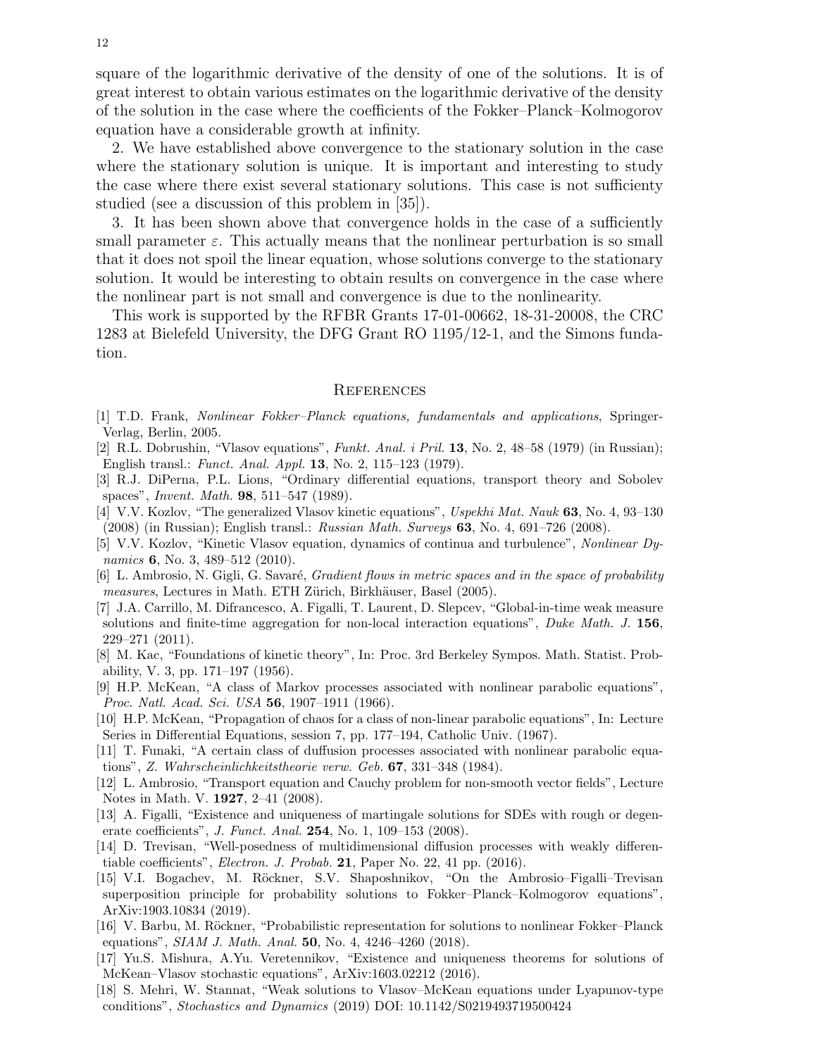square of the logarithmic derivative of the density of one of the solutions. It is of great interest to obtain various estimates on the logarithmic derivative of the density of the solution in the case where the coefficients of the Fokker–Planck–Kolmogorov equation have a considerable growth at infinity.

2. We have established above convergence to the stationary solution in the case where the stationary solution is unique. It is important and interesting to study the case where there exist several stationary solutions. This case is not sufficiency studied (see a discussion of this problem in [35]).

3. It has been shown above that convergence holds in the case of a sufficiently small parameter $\varepsilon$. This actually means that the nonlinear perturbation is so small that it does not spoil the linear equation, whose solutions converge to the stationary solution. It would be interesting to obtain results on convergence in the case where the nonlinear part is not small and convergence is due to the nonlinearity.

This work is supported by the RFBR Grants 17-01-00662, 18-31-20008, the CRC 1283 at Bielefeld University, the DFG Grant RO 1195/12-1, and the Simons fundation.

## References

[1] T.D. Frank, *Nonlinear Fokker–Planck equations, fundamentals and applications*, Springer-Verlag, Berlin, 2005.

[2] R.L. Dobrushin, "Vlasov equations", *Funkt. Anal. i Pril.* **13**, No. 2, 48–58 (1979) (in Russian); English transl.: *Funct. Anal. Appl.* **13**, No. 2, 115–123 (1979).

[3] R.J. DiPerna, P.L. Lions, "Ordinary differential equations, transport theory and Sobolev spaces", *Invent. Math.* **98**, 511–547 (1989).

[4] V.V. Kozlov, "The generalized Vlasov kinetic equations", *Uspekhi Mat. Nauk* **63**, No. 4, 93–130 (2008) (in Russian); English transl.: *Russian Math. Surveys* **63**, No. 4, 691–726 (2008).

[5] V.V. Kozlov, "Kinetic Vlasov equation, dynamics of continua and turbulence", *Nonlinear Dynamics* **6**, No. 3, 489–512 (2010).

[6] L. Ambrosio, N. Gigli, G. Savaré, *Gradient flows in metric spaces and in the space of probability measures*, Lectures in Math. ETH Zürich, Birkhäuser, Basel (2005).

[7] J.A. Carrillo, M. Difrancesco, A. Figalli, T. Laurent, D. Slepcev, "Global-in-time weak measure solutions and finite-time aggregation for non-local interaction equations", *Duke Math. J.* **156**, 229–271 (2011).

[8] M. Kac, "Foundations of kinetic theory", In: Proc. 3rd Berkeley Sympos. Math. Statist. Probability, V. 3, pp. 171–197 (1956).

[9] H.P. McKean, "A class of Markov processes associated with nonlinear parabolic equations", *Proc. Natl. Acad. Sci. USA* **56**, 1907–1911 (1966).

[10] H.P. McKean, "Propagation of chaos for a class of non-linear parabolic equations", In: Lecture Series in Differential Equations, session 7, pp. 177–194, Catholic Univ. (1967).

[11] T. Funaki, "A certain class of duffusion processes associated with nonlinear parabolic equations", *Z. Wahrscheinlichkeitstheorie verw. Geb.* **67**, 331–348 (1984).

[12] L. Ambrosio, "Transport equation and Cauchy problem for non-smooth vector fields", Lecture Notes in Math. V. **1927**, 2–41 (2008).

[13] A. Figalli, "Existence and uniqueness of martingale solutions for SDEs with rough or degenerate coefficients", *J. Funct. Anal.* **254**, No. 1, 109–153 (2008).

[14] D. Trevisan, "Well-posedness of multidimensional diffusion processes with weakly differentiable coefficients", *Electron. J. Probab.* **21**, Paper No. 22, 41 pp. (2016).

[15] V.I. Bogachev, M. Röckner, S.V. Shaposhnikov, "On the Ambrosio–Figalli–Trevisan superposition principle for probability solutions to Fokker–Planck–Kolmogorov equations", ArXiv:1903.10834 (2019).

[16] V. Barbu, M. Röckner, "Probabilistic representation for solutions to nonlinear Fokker–Planck equations", *SIAM J. Math. Anal.* **50**, No. 4, 4246–4260 (2018).

[17] Yu.S. Mishura, A.Yu. Veretennikov, "Existence and uniqueness theorems for solutions of McKean–Vlasov stochastic equations", ArXiv:1603.02212 (2016).

[18] S. Mehri, W. Stannat, "Weak solutions to Vlasov–McKean equations under Lyapunov-type conditions", *Stochastics and Dynamics* (2019) DOI: 10.1142/S0219493719500424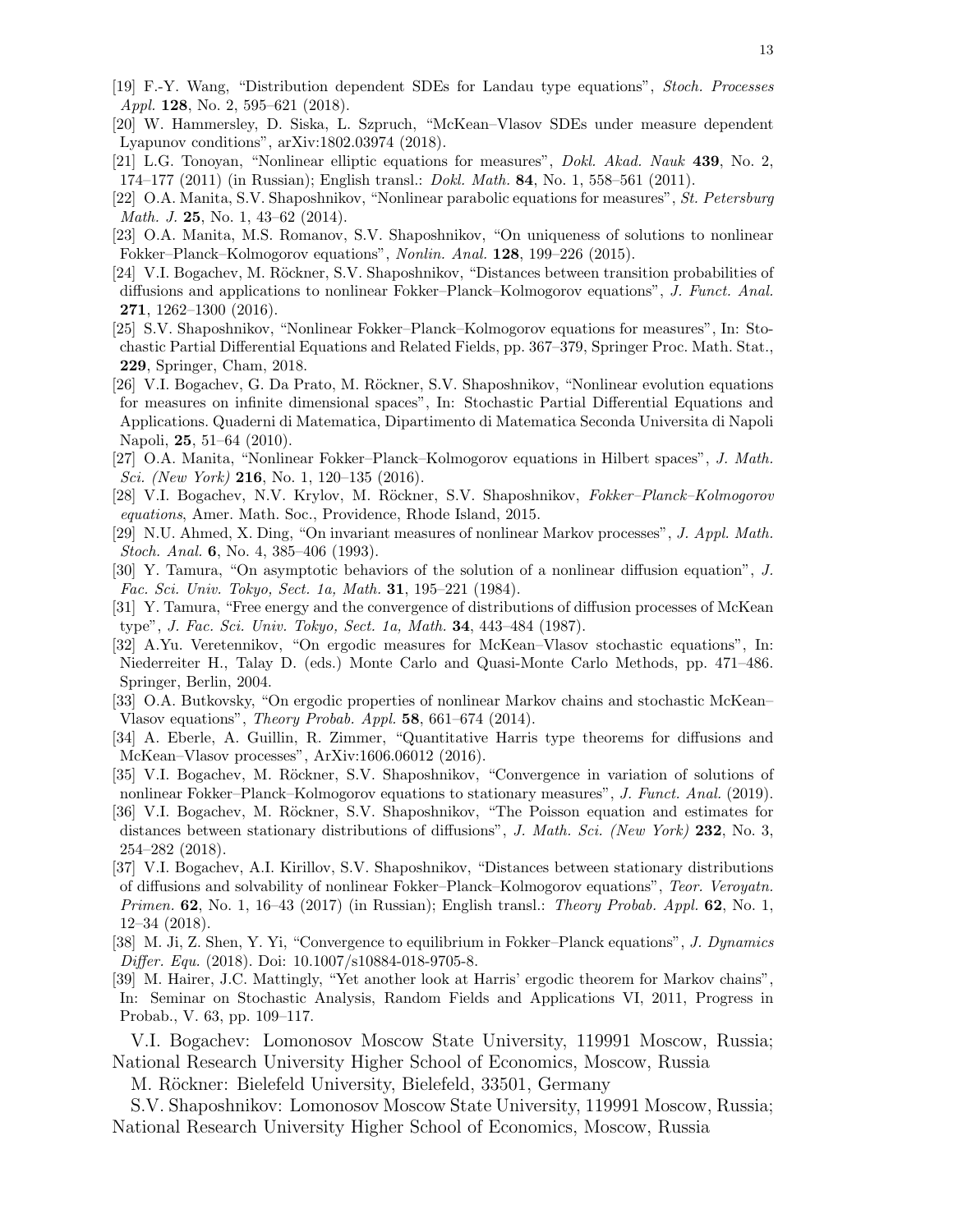[19] F.-Y. Wang, "Distribution dependent SDEs for Landau type equations", *Stoch. Processes Appl.* **128**, No. 2, 595–621 (2018).

[20] W. Hammersley, D. Siska, L. Szpruch, "McKean–Vlasov SDEs under measure dependent Lyapunov conditions", arXiv:1802.03974 (2018).

[21] L.G. Tonoyan, "Nonlinear elliptic equations for measures", *Dokl. Akad. Nauk* **439**, No. 2, 174–177 (2011) (in Russian); English transl.: *Dokl. Math.* **84**, No. 1, 558–561 (2011).

[22] O.A. Manita, S.V. Shaposhnikov, "Nonlinear parabolic equations for measures", *St. Petersburg Math. J.* **25**, No. 1, 43–62 (2014).

[23] O.A. Manita, M.S. Romanov, S.V. Shaposhnikov, "On uniqueness of solutions to nonlinear Fokker–Planck–Kolmogorov equations", *Nonlin. Anal.* **128**, 199–226 (2015).

[24] V.I. Bogachev, M. Röckner, S.V. Shaposhnikov, "Distances between transition probabilities of diffusions and applications to nonlinear Fokker–Planck–Kolmogorov equations", *J. Funct. Anal.* **271**, 1262–1300 (2016).

[25] S.V. Shaposhnikov, "Nonlinear Fokker–Planck–Kolmogorov equations for measures", In: Stochastic Partial Differential Equations and Related Fields, pp. 367–379, Springer Proc. Math. Stat., **229**, Springer, Cham, 2018.

[26] V.I. Bogachev, G. Da Prato, M. Röckner, S.V. Shaposhnikov, "Nonlinear evolution equations for measures on infinite dimensional spaces", In: Stochastic Partial Differential Equations and Applications. Quaderni di Matematica, Dipartimento di Matematica Seconda Universita di Napoli Napoli, **25**, 51–64 (2010).

[27] O.A. Manita, "Nonlinear Fokker–Planck–Kolmogorov equations in Hilbert spaces", *J. Math. Sci. (New York)* **216**, No. 1, 120–135 (2016).

[28] V.I. Bogachev, N.V. Krylov, M. Röckner, S.V. Shaposhnikov, *Fokker–Planck–Kolmogorov equations*, Amer. Math. Soc., Providence, Rhode Island, 2015.

[29] N.U. Ahmed, X. Ding, "On invariant measures of nonlinear Markov processes", *J. Appl. Math. Stoch. Anal.* **6**, No. 4, 385–406 (1993).

[30] Y. Tamura, "On asymptotic behaviors of the solution of a nonlinear diffusion equation", *J. Fac. Sci. Univ. Tokyo, Sect. 1a, Math.* **31**, 195–221 (1984).

[31] Y. Tamura, "Free energy and the convergence of distributions of diffusion processes of McKean type", *J. Fac. Sci. Univ. Tokyo, Sect. 1a, Math.* **34**, 443–484 (1987).

[32] A.Yu. Veretennikov, "On ergodic measures for McKean–Vlasov stochastic equations", In: Niederreiter H., Talay D. (eds.) Monte Carlo and Quasi-Monte Carlo Methods, pp. 471–486. Springer, Berlin, 2004.

[33] O.A. Butkovsky, "On ergodic properties of nonlinear Markov chains and stochastic McKean–Vlasov equations", *Theory Probab. Appl.* **58**, 661–674 (2014).

[34] A. Eberle, A. Guillin, R. Zimmer, "Quantitative Harris type theorems for diffusions and McKean–Vlasov processes", ArXiv:1606.06012 (2016).

[35] V.I. Bogachev, M. Röckner, S.V. Shaposhnikov, "Convergence in variation of solutions of nonlinear Fokker–Planck–Kolmogorov equations to stationary measures", *J. Funct. Anal.* (2019).

[36] V.I. Bogachev, M. Röckner, S.V. Shaposhnikov, "The Poisson equation and estimates for distances between stationary distributions of diffusions", *J. Math. Sci. (New York)* **232**, No. 3, 254–282 (2018).

[37] V.I. Bogachev, A.I. Kirillov, S.V. Shaposhnikov, "Distances between stationary distributions of diffusions and solvability of nonlinear Fokker–Planck–Kolmogorov equations", *Teor. Veroyatn. Primen.* **62**, No. 1, 16–43 (2017) (in Russian); English transl.: *Theory Probab. Appl.* **62**, No. 1, 12–34 (2018).

[38] M. Ji, Z. Shen, Y. Yi, "Convergence to equilibrium in Fokker–Planck equations", *J. Dynamics Differ. Equ.* (2018). Doi: 10.1007/s10884-018-9705-8.

[39] M. Hairer, J.C. Mattingly, "Yet another look at Harris' ergodic theorem for Markov chains", In: Seminar on Stochastic Analysis, Random Fields and Applications VI, 2011, Progress in Probab., V. 63, pp. 109–117.

V.I. Bogachev: Lomonosov Moscow State University, 119991 Moscow, Russia; National Research University Higher School of Economics, Moscow, Russia

M. Röckner: Bielefeld University, Bielefeld, 33501, Germany

S.V. Shaposhnikov: Lomonosov Moscow State University, 119991 Moscow, Russia; National Research University Higher School of Economics, Moscow, Russia